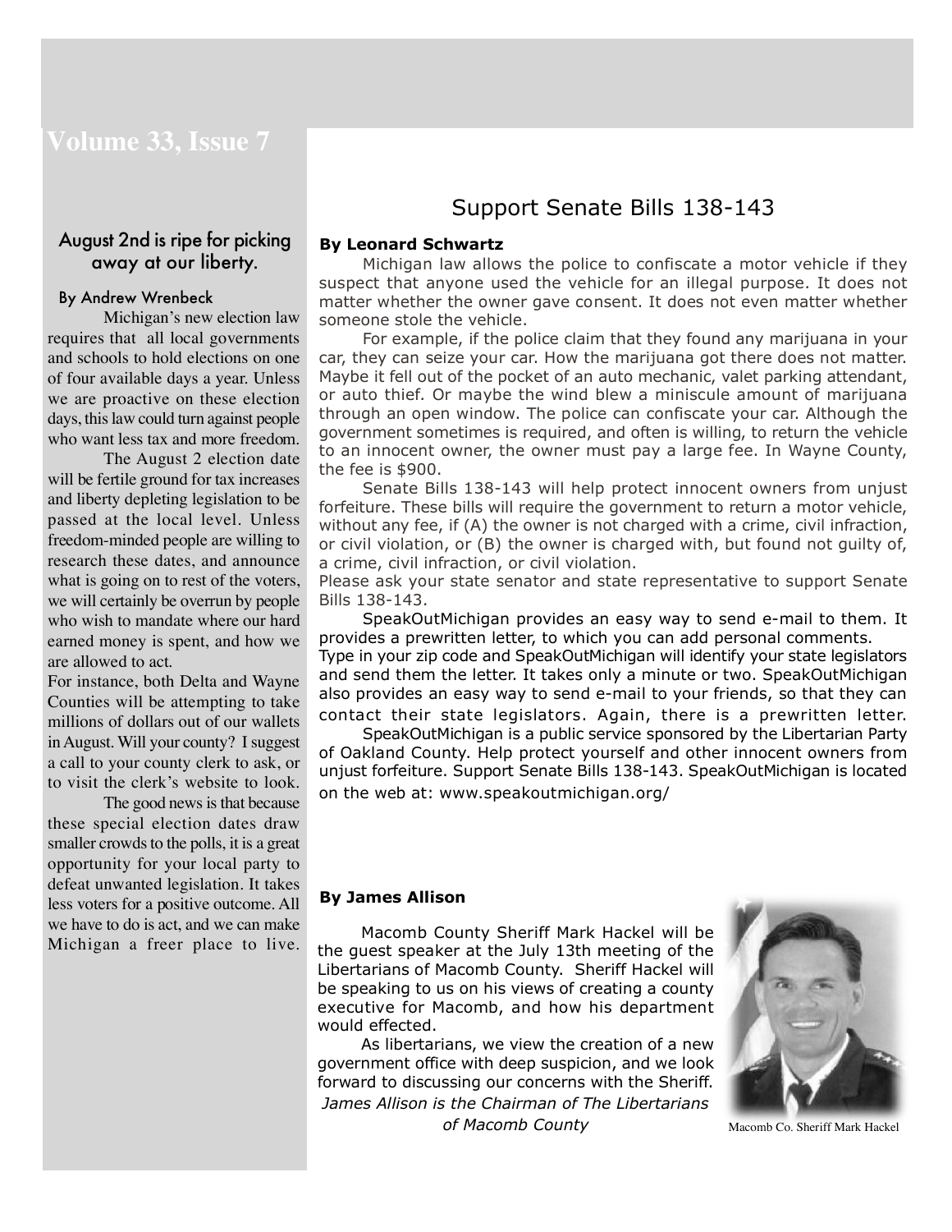## Support Senate Bills 138-143

**By Leonard Schwartz**

Michigan law allows the police to confiscate a motor vehicle if they suspect that anyone used the vehicle for an illegal purpose. It does not matter whether the owner gave consent. It does not even matter whether someone stole the vehicle.

For example, if the police claim that they found any marijuana in your car, they can seize your car. How the marijuana got there does not matter. Maybe it fell out of the pocket of an auto mechanic, valet parking attendant, or auto thief. Or maybe the wind blew a miniscule amount of marijuana through an open window. The police can confiscate your car. Although the government sometimes is required, and often is willing, to return the vehicle to an innocent owner, the owner must pay a large fee. In Wayne County, the fee is $900.

Senate Bills 138-143 will help protect innocent owners from unjust forfeiture. These bills will require the government to return a motor vehicle, without any fee, if (A) the owner is not charged with a crime, civil infraction, or civil violation, or (B) the owner is charged with, but found not guilty of, a crime, civil infraction, or civil violation.

Please ask your state senator and state representative to support Senate Bills 138-143.

SpeakOutMichigan provides an easy way to send e-mail to them. It provides a prewritten letter, to which you can add personal comments. Type in your zip code and SpeakOutMichigan will identify your state legislators and send them the letter. It takes only a minute or two. SpeakOutMichigan also provides an easy way to send e-mail to your friends, so that they can contact their state legislators. Again, there is a prewritten letter.

SpeakOutMichigan is a public service sponsored by the Libertarian Party of Oakland County. Help protect yourself and other innocent owners from unjust forfeiture. Support Senate Bills 138-143. SpeakOutMichigan is located on the web at: www.speakoutmichigan.org/

## August 2nd is ripe for picking away at our liberty.

**By Andrew Wrenbeck**

Michigan's new election law requires that all local governments and schools to hold elections on one of four available days a year. Unless we are proactive on these election days, this law could turn against people who want less tax and more freedom.

The August 2 election date will be fertile ground for tax increases and liberty depleting legislation to be passed at the local level. Unless freedom-minded people are willing to research these dates, and announce what is going on to rest of the voters, we will certainly be overrun by people who wish to mandate where our hard earned money is spent, and how we are allowed to act.

For instance, both Delta and Wayne Counties will be attempting to take millions of dollars out of our wallets in August. Will your county? I suggest a call to your county clerk to ask, or to visit the clerk's website to look.

The good news is that because these special election dates draw smaller crowds to the polls, it is a great opportunity for your local party to defeat unwanted legislation. It takes less voters for a positive outcome. All we have to do is act, and we can make Michigan a freer place to live.

**By James Allison**

Macomb County Sheriff Mark Hackel will be the guest speaker at the July 13th meeting of the Libertarians of Macomb County. Sheriff Hackel will be speaking to us on his views of creating a county executive for Macomb, and how his department would effected.

As libertarians, we view the creation of a new government office with deep suspicion, and we look forward to discussing our concerns with the Sheriff.

*James Allison is the Chairman of The Libertarians of Macomb County*

Macomb Co. Sheriff Mark Hackel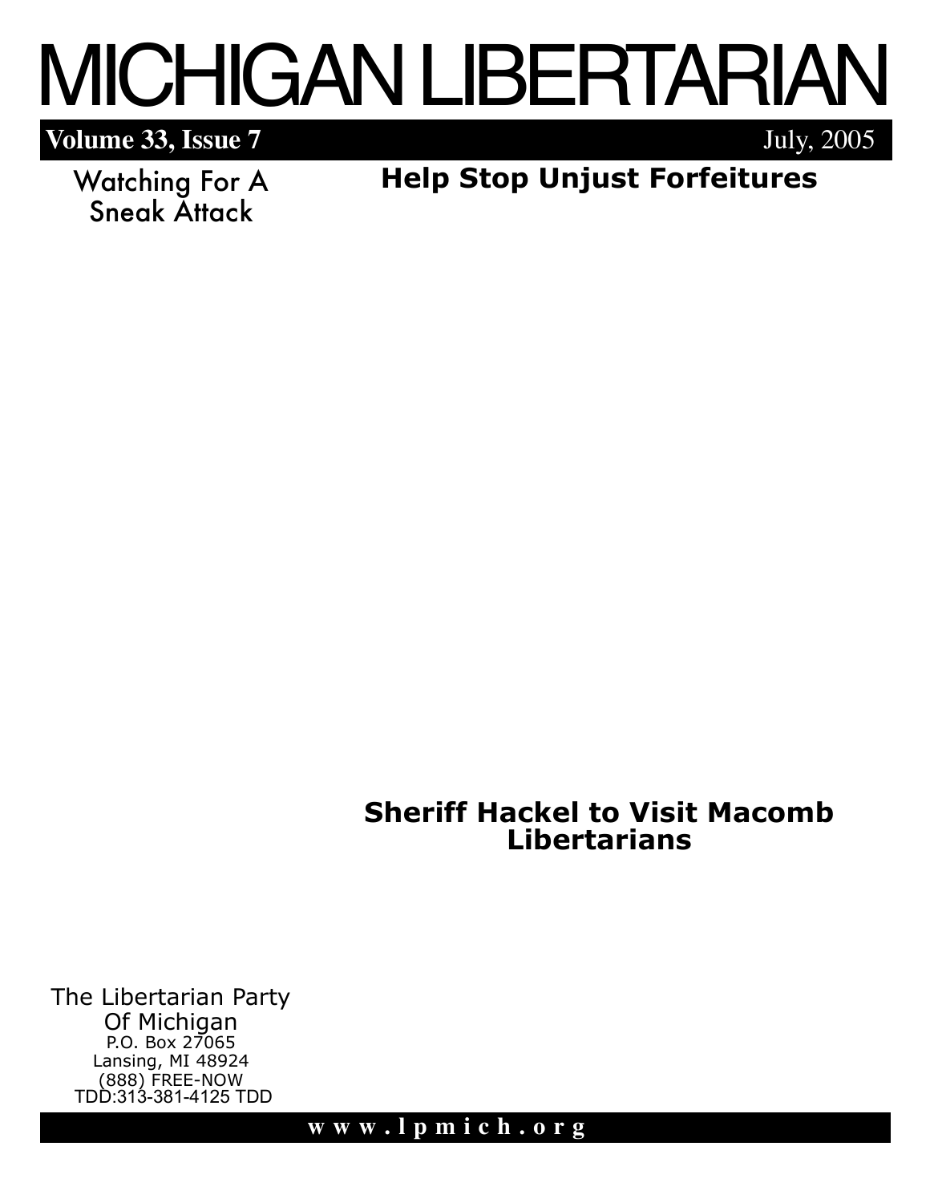# MICHIGAN LIBERTARIAN

**Volume 33, Issue 7** July, 2005

## Watching For A Sneak Attack

## Help Stop Unjust Forfeitures

## Sheriff Hackel to Visit Macomb Libertarians

The Libertarian Party
Of Michigan
P.O. Box 27065
Lansing, MI 48924
(888) FREE-NOW
TDD:313-381-4125 TDD

**www.lpmich.org**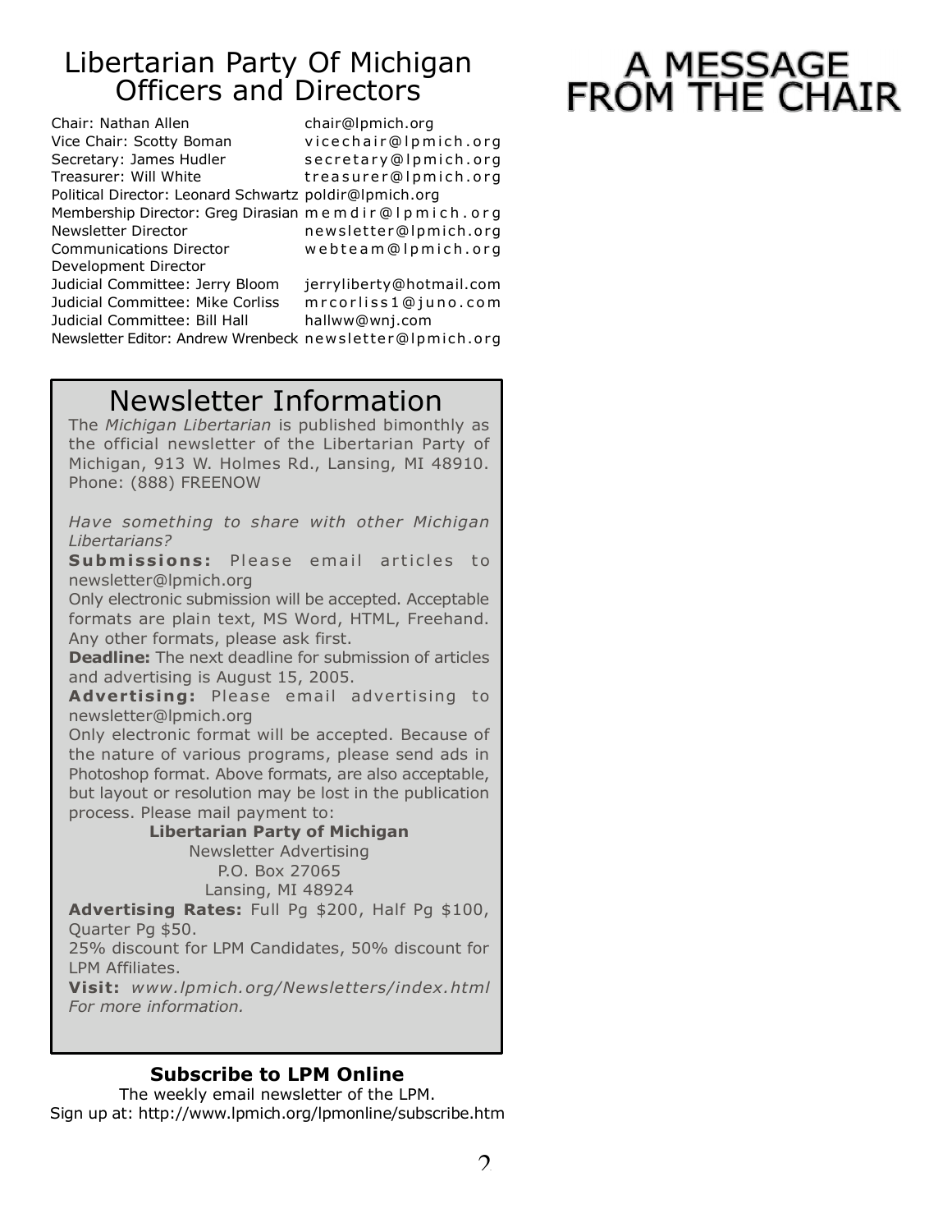# Libertarian Party Of Michigan Officers and Directors

| | |
|---|---|
| Chair: Nathan Allen | chair@lpmich.org |
| Vice Chair: Scotty Boman | vicechair@lpmich.org |
| Secretary: James Hudler | secretary@lpmich.org |
| Treasurer: Will White | treasurer@lpmich.org |
| Political Director: Leonard Schwartz | poldir@lpmich.org |
| Membership Director: Greg Dirasian | memdir@lpmich.org |
| Newsletter Director | newsletter@lpmich.org |
| Communications Director | webteam@lpmich.org |
| Development Director | |
| Judicial Committee: Jerry Bloom | jerryliberty@hotmail.com |
| Judicial Committee: Mike Corliss | mrcorliss1@juno.com |
| Judicial Committee: Bill Hall | hallww@wnj.com |
| Newsletter Editor: Andrew Wrenbeck | newsletter@lpmich.org |

## Newsletter Information

The *Michigan Libertarian* is published bimonthly as the official newsletter of the Libertarian Party of Michigan, 913 W. Holmes Rd., Lansing, MI 48910. Phone: (888) FREENOW

*Have something to share with other Michigan Libertarians?*

**Submissions:** Please email articles to newsletter@lpmich.org

Only electronic submission will be accepted. Acceptable formats are plain text, MS Word, HTML, Freehand. Any other formats, please ask first.

**Deadline:** The next deadline for submission of articles and advertising is August 15, 2005.

**Advertising:** Please email advertising to newsletter@lpmich.org

Only electronic format will be accepted. Because of the nature of various programs, please send ads in Photoshop format. Above formats, are also acceptable, but layout or resolution may be lost in the publication process. Please mail payment to:

**Libertarian Party of Michigan**
Newsletter Advertising
P.O. Box 27065
Lansing, MI 48924

**Advertising Rates:** Full Pg $200, Half Pg $100, Quarter Pg $50.

25% discount for LPM Candidates, 50% discount for LPM Affiliates.

**Visit:** *www.lpmich.org/Newsletters/index.html For more information.*

### Subscribe to LPM Online

The weekly email newsletter of the LPM.
Sign up at: http://www.lpmich.org/lpmonline/subscribe.htm

# A MESSAGE FROM THE CHAIR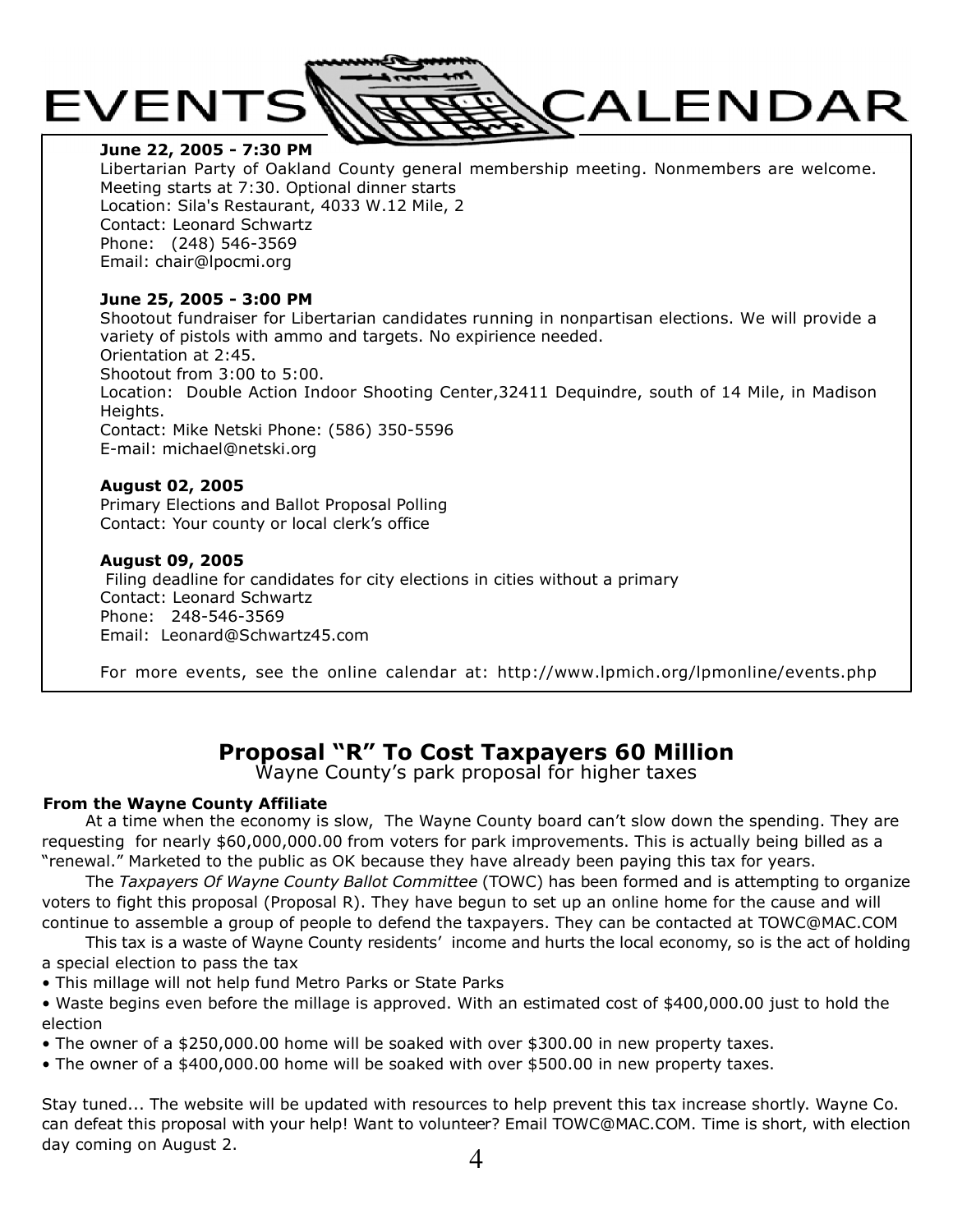# EVENTS CALENDAR

**June 22, 2005 - 7:30 PM**
Libertarian Party of Oakland County general membership meeting. Nonmembers are welcome.
Meeting starts at 7:30. Optional dinner starts
Location: Sila's Restaurant, 4033 W.12 Mile, 2
Contact: Leonard Schwartz
Phone: (248) 546-3569
Email: chair@lpocmi.org

**June 25, 2005 - 3:00 PM**
Shootout fundraiser for Libertarian candidates running in nonpartisan elections. We will provide a variety of pistols with ammo and targets. No expirience needed.
Orientation at 2:45.
Shootout from 3:00 to 5:00.
Location: Double Action Indoor Shooting Center,32411 Dequindre, south of 14 Mile, in Madison Heights.
Contact: Mike Netski Phone: (586) 350-5596
E-mail: michael@netski.org

**August 02, 2005**
Primary Elections and Ballot Proposal Polling
Contact: Your county or local clerk's office

**August 09, 2005**
Filing deadline for candidates for city elections in cities without a primary
Contact: Leonard Schwartz
Phone: 248-546-3569
Email: Leonard@Schwartz45.com

For more events, see the online calendar at: http://www.lpmich.org/lpmonline/events.php

## Proposal "R" To Cost Taxpayers 60 Million

Wayne County's park proposal for higher taxes

**From the Wayne County Affiliate**

At a time when the economy is slow, The Wayne County board can't slow down the spending. They are requesting for nearly $60,000,000.00 from voters for park improvements. This is actually being billed as a "renewal." Marketed to the public as OK because they have already been paying this tax for years.

The *Taxpayers Of Wayne County Ballot Committee* (TOWC) has been formed and is attempting to organize voters to fight this proposal (Proposal R). They have begun to set up an online home for the cause and will continue to assemble a group of people to defend the taxpayers. They can be contacted at TOWC@MAC.COM

This tax is a waste of Wayne County residents' income and hurts the local economy, so is the act of holding a special election to pass the tax

- This millage will not help fund Metro Parks or State Parks
- Waste begins even before the millage is approved. With an estimated cost of $400,000.00 just to hold the election
- The owner of a $250,000.00 home will be soaked with over $300.00 in new property taxes.
- The owner of a $400,000.00 home will be soaked with over $500.00 in new property taxes.

Stay tuned... The website will be updated with resources to help prevent this tax increase shortly. Wayne Co. can defeat this proposal with your help! Want to volunteer? Email TOWC@MAC.COM. Time is short, with election day coming on August 2.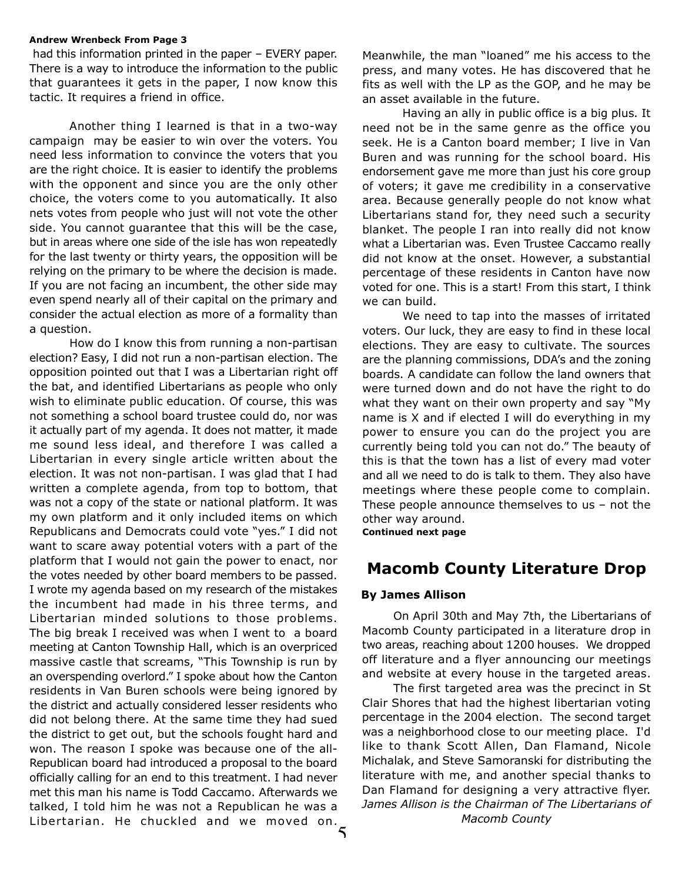**Andrew Wrenbeck From Page 3**

had this information printed in the paper – EVERY paper. There is a way to introduce the information to the public that guarantees it gets in the paper, I now know this tactic. It requires a friend in office.

Another thing I learned is that in a two-way campaign may be easier to win over the voters. You need less information to convince the voters that you are the right choice. It is easier to identify the problems with the opponent and since you are the only other choice, the voters come to you automatically. It also nets votes from people who just will not vote the other side. You cannot guarantee that this will be the case, but in areas where one side of the isle has won repeatedly for the last twenty or thirty years, the opposition will be relying on the primary to be where the decision is made. If you are not facing an incumbent, the other side may even spend nearly all of their capital on the primary and consider the actual election as more of a formality than a question.

How do I know this from running a non-partisan election? Easy, I did not run a non-partisan election. The opposition pointed out that I was a Libertarian right off the bat, and identified Libertarians as people who only wish to eliminate public education. Of course, this was not something a school board trustee could do, nor was it actually part of my agenda. It does not matter, it made me sound less ideal, and therefore I was called a Libertarian in every single article written about the election. It was not non-partisan. I was glad that I had written a complete agenda, from top to bottom, that was not a copy of the state or national platform. It was my own platform and it only included items on which Republicans and Democrats could vote "yes." I did not want to scare away potential voters with a part of the platform that I would not gain the power to enact, nor the votes needed by other board members to be passed. I wrote my agenda based on my research of the mistakes the incumbent had made in his three terms, and Libertarian minded solutions to those problems. The big break I received was when I went to a board meeting at Canton Township Hall, which is an overpriced massive castle that screams, "This Township is run by an overspending overlord." I spoke about how the Canton residents in Van Buren schools were being ignored by the district and actually considered lesser residents who did not belong there. At the same time they had sued the district to get out, but the schools fought hard and won. The reason I spoke was because one of the all-Republican board had introduced a proposal to the board officially calling for an end to this treatment. I had never met this man his name is Todd Caccamo. Afterwards we talked, I told him he was not a Republican he was a Libertarian. He chuckled and we moved on. Meanwhile, the man "loaned" me his access to the press, and many votes. He has discovered that he fits as well with the LP as the GOP, and he may be an asset available in the future.

Having an ally in public office is a big plus. It need not be in the same genre as the office you seek. He is a Canton board member; I live in Van Buren and was running for the school board. His endorsement gave me more than just his core group of voters; it gave me credibility in a conservative area. Because generally people do not know what Libertarians stand for, they need such a security blanket. The people I ran into really did not know what a Libertarian was. Even Trustee Caccamo really did not know at the onset. However, a substantial percentage of these residents in Canton have now voted for one. This is a start! From this start, I think we can build.

We need to tap into the masses of irritated voters. Our luck, they are easy to find in these local elections. They are easy to cultivate. The sources are the planning commissions, DDA's and the zoning boards. A candidate can follow the land owners that were turned down and do not have the right to do what they want on their own property and say "My name is X and if elected I will do everything in my power to ensure you can do the project you are currently being told you can not do." The beauty of this is that the town has a list of every mad voter and all we need to do is talk to them. They also have meetings where these people come to complain. These people announce themselves to us – not the other way around.

**Continued next page**

## Macomb County Literature Drop

**By James Allison**

On April 30th and May 7th, the Libertarians of Macomb County participated in a literature drop in two areas, reaching about 1200 houses. We dropped off literature and a flyer announcing our meetings and website at every house in the targeted areas.

The first targeted area was the precinct in St Clair Shores that had the highest libertarian voting percentage in the 2004 election. The second target was a neighborhood close to our meeting place. I'd like to thank Scott Allen, Dan Flamand, Nicole Michalak, and Steve Samoranski for distributing the literature with me, and another special thanks to Dan Flamand for designing a very attractive flyer.

*James Allison is the Chairman of The Libertarians of Macomb County*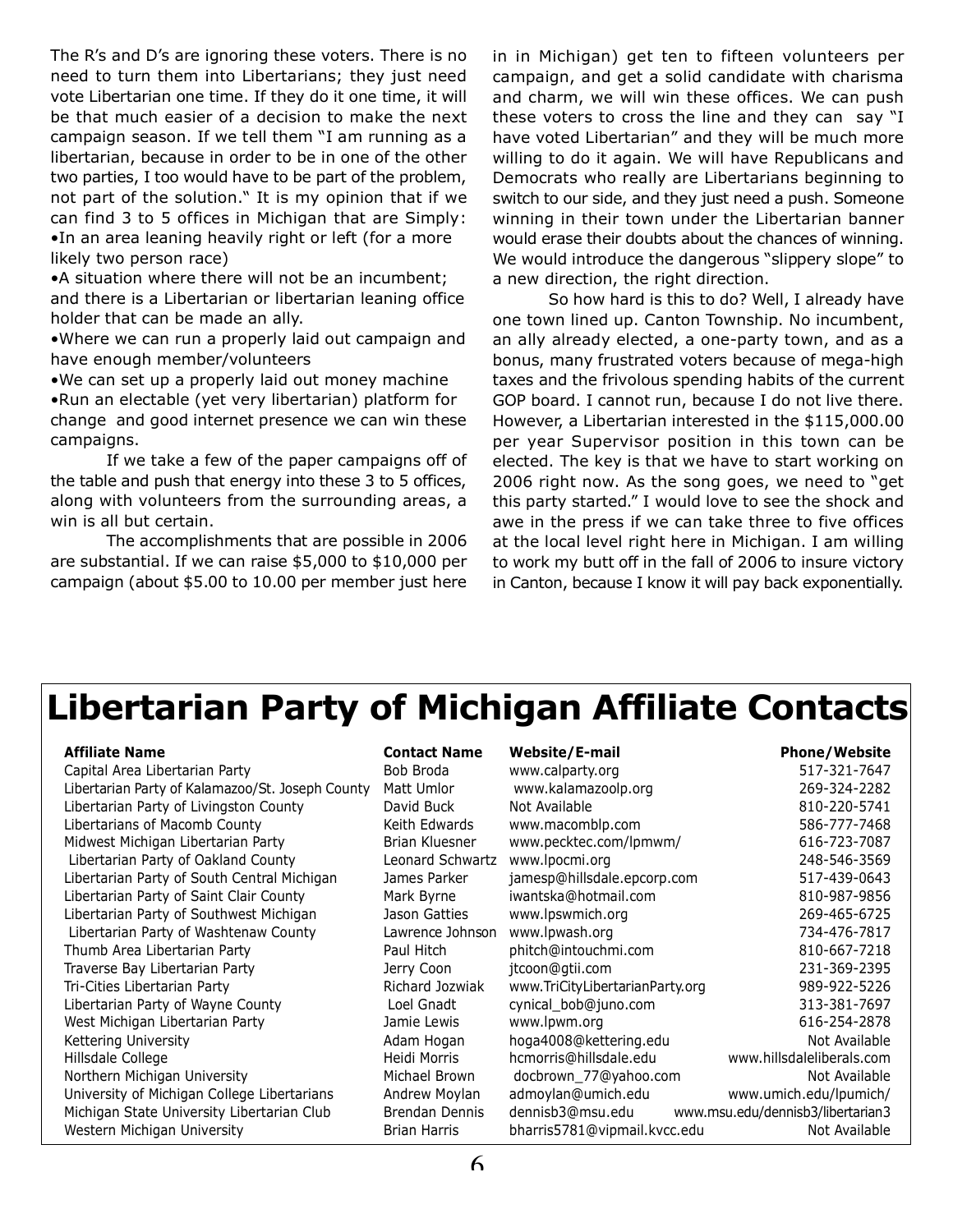The R's and D's are ignoring these voters. There is no need to turn them into Libertarians; they just need vote Libertarian one time. If they do it one time, it will be that much easier of a decision to make the next campaign season. If we tell them "I am running as a libertarian, because in order to be in one of the other two parties, I too would have to be part of the problem, not part of the solution." It is my opinion that if we can find 3 to 5 offices in Michigan that are Simply:

- In an area leaning heavily right or left (for a more likely two person race)
- A situation where there will not be an incumbent; and there is a Libertarian or libertarian leaning office holder that can be made an ally.
- Where we can run a properly laid out campaign and have enough member/volunteers
- We can set up a properly laid out money machine
- Run an electable (yet very libertarian) platform for change and good internet presence we can win these campaigns.

If we take a few of the paper campaigns off of the table and push that energy into these 3 to 5 offices, along with volunteers from the surrounding areas, a win is all but certain.

The accomplishments that are possible in 2006 are substantial. If we can raise $5,000 to $10,000 per campaign (about $5.00 to 10.00 per member just here in in Michigan) get ten to fifteen volunteers per campaign, and get a solid candidate with charisma and charm, we will win these offices. We can push these voters to cross the line and they can say "I have voted Libertarian" and they will be much more willing to do it again. We will have Republicans and Democrats who really are Libertarians beginning to switch to our side, and they just need a push. Someone winning in their town under the Libertarian banner would erase their doubts about the chances of winning. We would introduce the dangerous "slippery slope" to a new direction, the right direction.

So how hard is this to do? Well, I already have one town lined up. Canton Township. No incumbent, an ally already elected, a one-party town, and as a bonus, many frustrated voters because of mega-high taxes and the frivolous spending habits of the current GOP board. I cannot run, because I do not live there. However, a Libertarian interested in the $115,000.00 per year Supervisor position in this town can be elected. The key is that we have to start working on 2006 right now. As the song goes, we need to "get this party started." I would love to see the shock and awe in the press if we can take three to five offices at the local level right here in Michigan. I am willing to work my butt off in the fall of 2006 to insure victory in Canton, because I know it will pay back exponentially.

# Libertarian Party of Michigan Affiliate Contacts

| Affiliate Name | Contact Name | Website/E-mail | Phone/Website |
|---|---|---|---|
| Capital Area Libertarian Party | Bob Broda | www.calparty.org | 517-321-7647 |
| Libertarian Party of Kalamazoo/St. Joseph County | Matt Umlor | www.kalamazoolp.org | 269-324-2282 |
| Libertarian Party of Livingston County | David Buck | Not Available | 810-220-5741 |
| Libertarians of Macomb County | Keith Edwards | www.macomblp.com | 586-777-7468 |
| Midwest Michigan Libertarian Party | Brian Kluesner | www.pecktec.com/lpmwm/ | 616-723-7087 |
| Libertarian Party of Oakland County | Leonard Schwartz | www.lpocmi.org | 248-546-3569 |
| Libertarian Party of South Central Michigan | James Parker | jamesp@hillsdale.epcorp.com | 517-439-0643 |
| Libertarian Party of Saint Clair County | Mark Byrne | iwantska@hotmail.com | 810-987-9856 |
| Libertarian Party of Southwest Michigan | Jason Gatties | www.lpswmich.org | 269-465-6725 |
| Libertarian Party of Washtenaw County | Lawrence Johnson | www.lpwash.org | 734-476-7817 |
| Thumb Area Libertarian Party | Paul Hitch | phitch@intouchmi.com | 810-667-7218 |
| Traverse Bay Libertarian Party | Jerry Coon | jtcoon@gtii.com | 231-369-2395 |
| Tri-Cities Libertarian Party | Richard Jozwiak | www.TriCityLibertarianParty.org | 989-922-5226 |
| Libertarian Party of Wayne County | Loel Gnadt | cynical_bob@juno.com | 313-381-7697 |
| West Michigan Libertarian Party | Jamie Lewis | www.lpwm.org | 616-254-2878 |
| Kettering University | Adam Hogan | hoga4008@kettering.edu | Not Available |
| Hillsdale College | Heidi Morris | hcmorris@hillsdale.edu | www.hillsdaleliberals.com |
| Northern Michigan University | Michael Brown | docbrown_77@yahoo.com | Not Available |
| University of Michigan College Libertarians | Andrew Moylan | admoylan@umich.edu | www.umich.edu/lpumich/ |
| Michigan State University Libertarian Club | Brendan Dennis | dennisb3@msu.edu | www.msu.edu/dennisb3/libertarian3 |
| Western Michigan University | Brian Harris | bharris5781@vipmail.kvcc.edu | Not Available |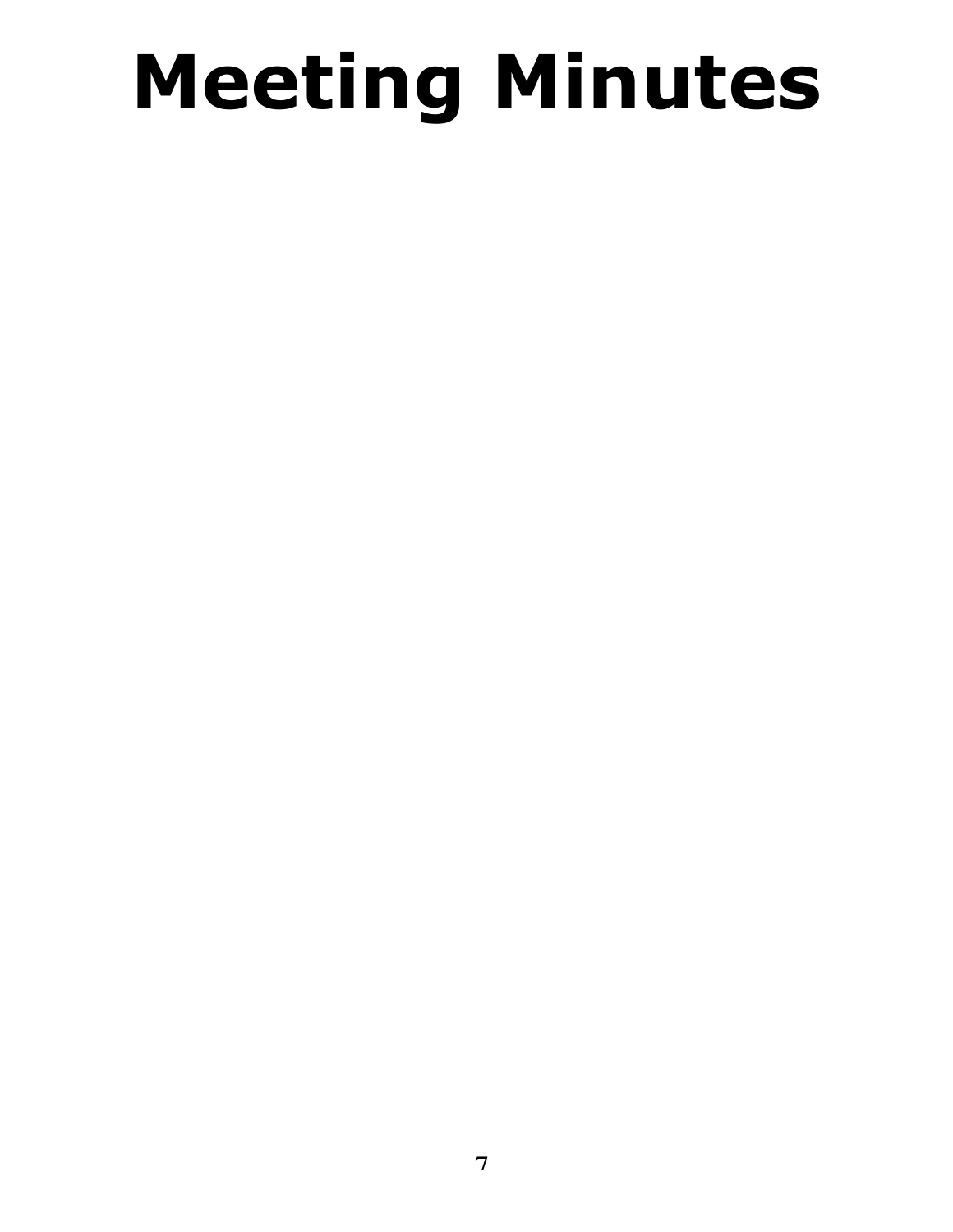# Meeting Minutes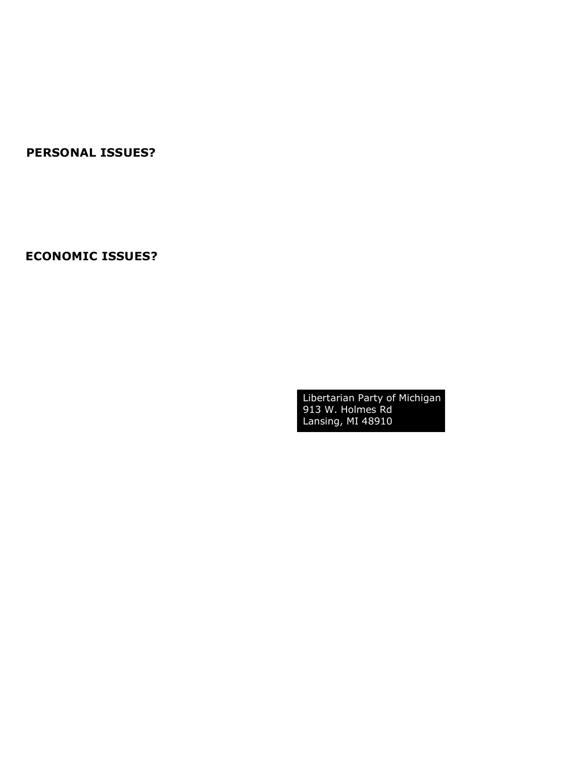**PERSONAL ISSUES?**

**ECONOMIC ISSUES?**

Libertarian Party of Michigan
913 W. Holmes Rd
Lansing, MI 48910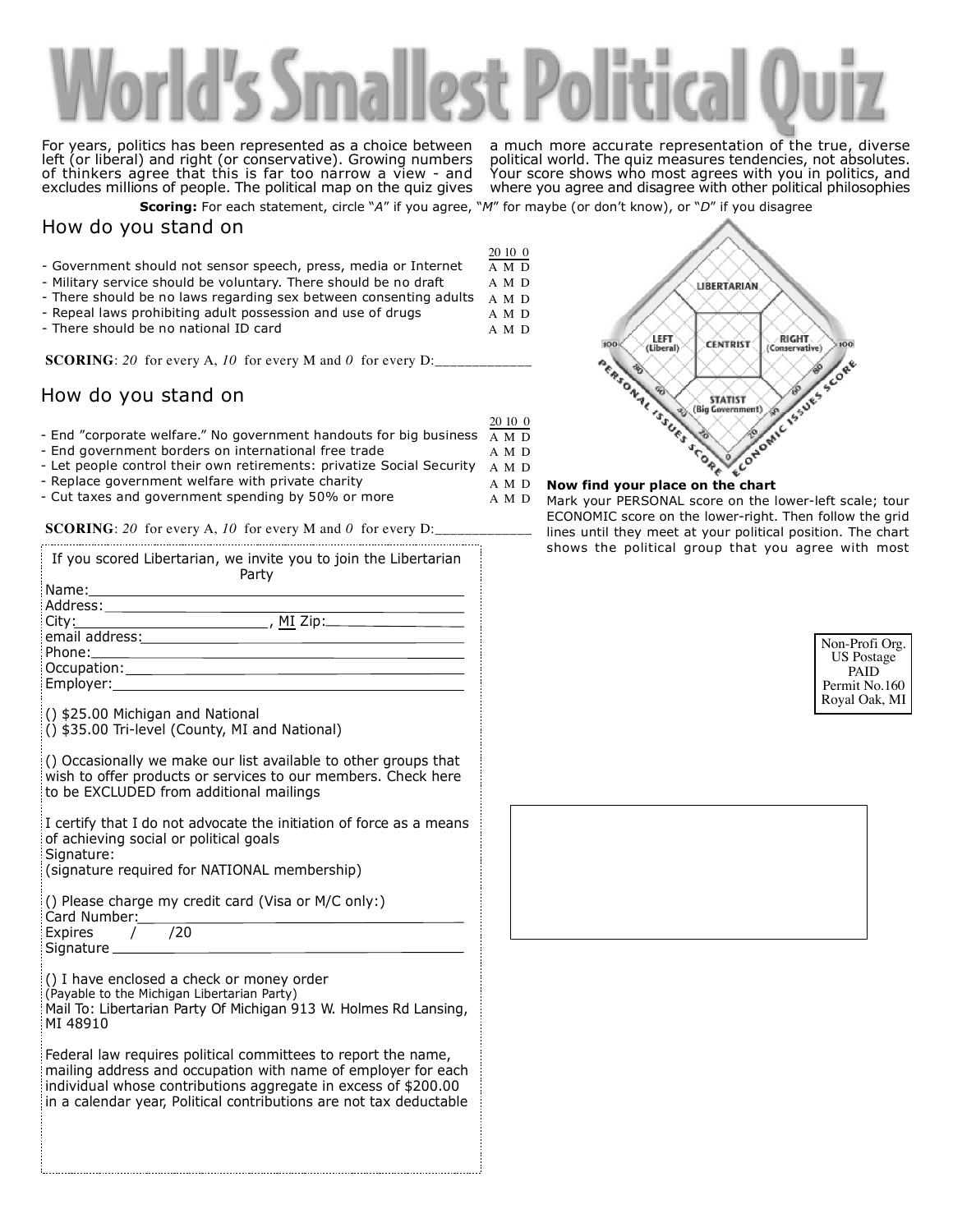# World's Smallest Political Quiz

For years, politics has been represented as a choice between left (or liberal) and right (or conservative). Growing numbers of thinkers agree that this is far too narrow a view - and excludes millions of people. The political map on the quiz gives a much more accurate representation of the true, diverse political world. The quiz measures tendencies, not absolutes. Your score shows who most agrees with you in politics, and where you agree and disagree with other political philosophies

**Scoring:** For each statement, circle "*A*" if you agree, "*M*" for maybe (or don't know), or "*D*" if you disagree

## How do you stand on

| | 20 | 10 | 0 |
|---|---|---|---|
| - Government should not sensor speech, press, media or Internet | A | M | D |
| - Military service should be voluntary. There should be no draft | A | M | D |
| - There should be no laws regarding sex between consenting adults | A | M | D |
| - Repeal laws prohibiting adult possession and use of drugs | A | M | D |
| - There should be no national ID card | A | M | D |

**SCORING**: *20* for every A, *10* for every M and *0* for every D:___________

## How do you stand on

| | 20 | 10 | 0 |
|---|---|---|---|
| - End "corporate welfare." No government handouts for big business | A | M | D |
| - End government borders on international free trade | A | M | D |
| - Let people control their own retirements: privatize Social Security | A | M | D |
| - Replace government welfare with private charity | A | M | D |
| - Cut taxes and government spending by 50% or more | A | M | D |

**SCORING**: *20* for every A, *10* for every M and *0* for every D:___________

LIBERTARIAN

LEFT (Liberal)

CENTRIST

RIGHT (Conservative)

STATIST (Big Government)

100 80 60 40 20 0

PERSONAL ISSUES SCORE

ECONOMIC ISSUES SCORE

**Now find your place on the chart**

Mark your PERSONAL score on the lower-left scale; tour ECONOMIC score on the lower-right. Then follow the grid lines until they meet at your political position. The chart shows the political group that you agree with most

If you scored Libertarian, we invite you to join the Libertarian Party

Name:

Address:

City:_______________, MI Zip:___________

email address:

Phone:

Occupation:

Employer:

() $25.00 Michigan and National

() $35.00 Tri-level (County, MI and National)

() Occasionally we make our list available to other groups that wish to offer products or services to our members. Check here to be EXCLUDED from additional mailings

I certify that I do not advocate the initiation of force as a means of achieving social or political goals

Signature:

(signature required for NATIONAL membership)

() Please charge my credit card (Visa or M/C only:)

Card Number:

Expires / /20

Signature

() I have enclosed a check or money order

(Payable to the Michigan Libertarian Party)

Mail To: Libertarian Party Of Michigan 913 W. Holmes Rd Lansing, MI 48910

Federal law requires political committees to report the name, mailing address and occupation with name of employer for each individual whose contributions aggregate in excess of $200.00 in a calendar year, Political contributions are not tax deductable

Non-Profi Org.
US Postage
PAID
Permit No.160
Royal Oak, MI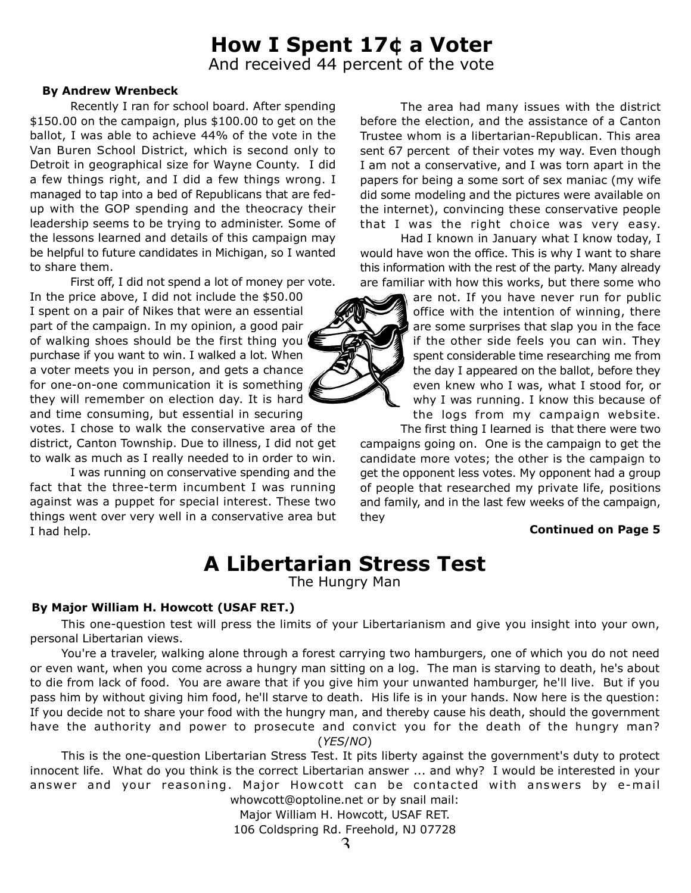# How I Spent 17¢ a Voter

And received 44 percent of the vote

**By Andrew Wrenbeck**

Recently I ran for school board. After spending $150.00 on the campaign, plus $100.00 to get on the ballot, I was able to achieve 44% of the vote in the Van Buren School District, which is second only to Detroit in geographical size for Wayne County. I did a few things right, and I did a few things wrong. I managed to tap into a bed of Republicans that are fed-up with the GOP spending and the theocracy their leadership seems to be trying to administer. Some of the lessons learned and details of this campaign may be helpful to future candidates in Michigan, so I wanted to share them.

First off, I did not spend a lot of money per vote. In the price above, I did not include the $50.00 I spent on a pair of Nikes that were an essential part of the campaign. In my opinion, a good pair of walking shoes should be the first thing you purchase if you want to win. I walked a lot. When a voter meets you in person, and gets a chance for one-on-one communication it is something they will remember on election day. It is hard and time consuming, but essential in securing votes. I chose to walk the conservative area of the district, Canton Township. Due to illness, I did not get to walk as much as I really needed to in order to win.

I was running on conservative spending and the fact that the three-term incumbent I was running against was a puppet for special interest. These two things went over very well in a conservative area but I had help.

The area had many issues with the district before the election, and the assistance of a Canton Trustee whom is a libertarian-Republican. This area sent 67 percent of their votes my way. Even though I am not a conservative, and I was torn apart in the papers for being a some sort of sex maniac (my wife did some modeling and the pictures were available on the internet), convincing these conservative people that I was the right choice was very easy.

Had I known in January what I know today, I would have won the office. This is why I want to share this information with the rest of the party. Many already are familiar with how this works, but there some who are not. If you have never run for public office with the intention of winning, there are some surprises that slap you in the face if the other side feels you can win. They spent considerable time researching me from the day I appeared on the ballot, before they even knew who I was, what I stood for, or why I was running. I know this because of the logs from my campaign website.

The first thing I learned is that there were two campaigns going on. One is the campaign to get the candidate more votes; the other is the campaign to get the opponent less votes. My opponent had a group of people that researched my private life, positions and family, and in the last few weeks of the campaign, they

**Continued on Page 5**

# A Libertarian Stress Test

The Hungry Man

**By Major William H. Howcott (USAF RET.)**

This one-question test will press the limits of your Libertarianism and give you insight into your own, personal Libertarian views.

You're a traveler, walking alone through a forest carrying two hamburgers, one of which you do not need or even want, when you come across a hungry man sitting on a log. The man is starving to death, he's about to die from lack of food. You are aware that if you give him your unwanted hamburger, he'll live. But if you pass him by without giving him food, he'll starve to death. His life is in your hands. Now here is the question: If you decide not to share your food with the hungry man, and thereby cause his death, should the government have the authority and power to prosecute and convict you for the death of the hungry man? (*YES*/*NO*)

This is the one-question Libertarian Stress Test. It pits liberty against the government's duty to protect innocent life. What do you think is the correct Libertarian answer ... and why? I would be interested in your answer and your reasoning. Major Howcott can be contacted with answers by e-mail whowcott@optoline.net or by snail mail:

Major William H. Howcott, USAF RET.
106 Coldspring Rd. Freehold, NJ 07728